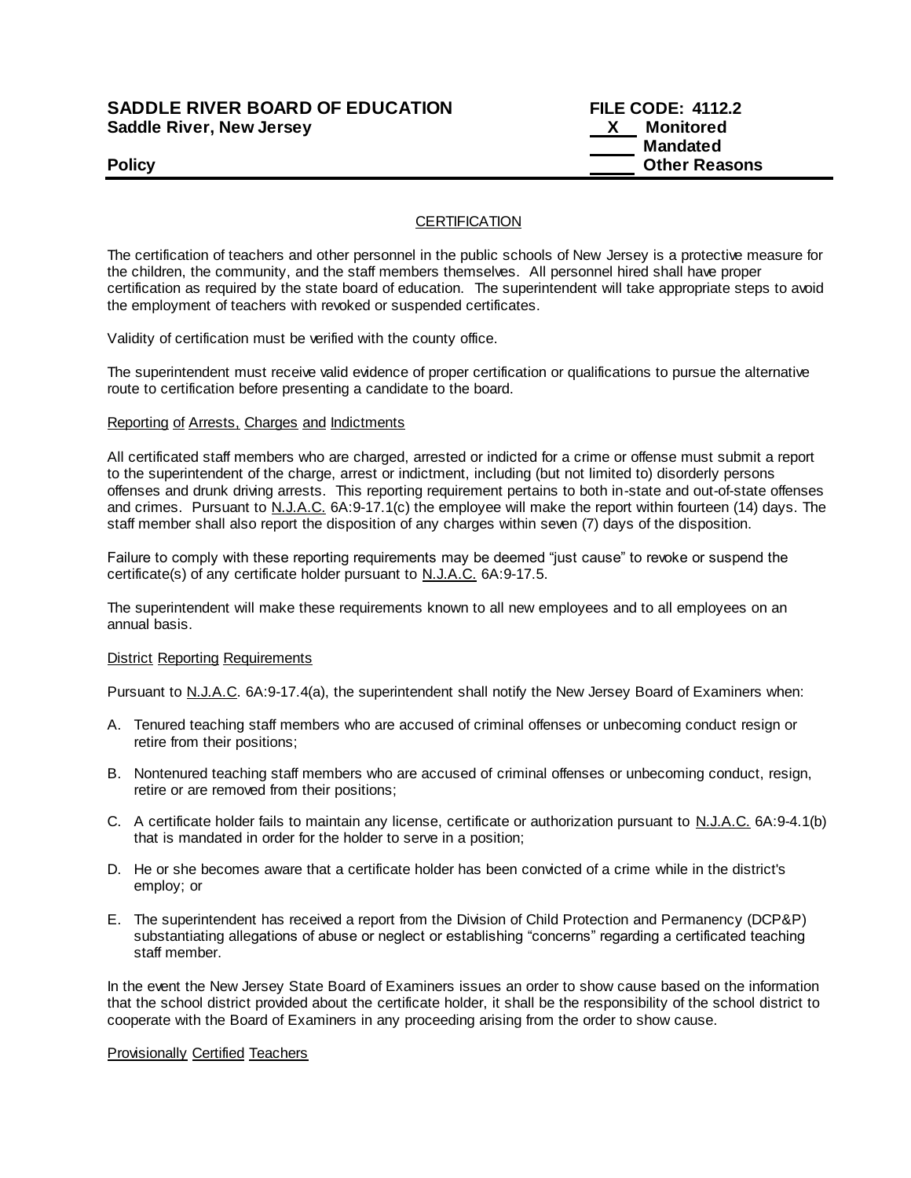**SADDLE RIVER BOARD OF EDUCATION**
**Saddle River, New Jersey**

**Policy**

**FILE CODE: 4112.2**
**\_\_X\_\_ Monitored**
**\_\_\_\_\_ Mandated**
**\_\_\_\_\_ Other Reasons**

CERTIFICATION

The certification of teachers and other personnel in the public schools of New Jersey is a protective measure for the children, the community, and the staff members themselves. All personnel hired shall have proper certification as required by the state board of education. The superintendent will take appropriate steps to avoid the employment of teachers with revoked or suspended certificates.

Validity of certification must be verified with the county office.

The superintendent must receive valid evidence of proper certification or qualifications to pursue the alternative route to certification before presenting a candidate to the board.

Reporting of Arrests, Charges and Indictments

All certificated staff members who are charged, arrested or indicted for a crime or offense must submit a report to the superintendent of the charge, arrest or indictment, including (but not limited to) disorderly persons offenses and drunk driving arrests. This reporting requirement pertains to both in-state and out-of-state offenses and crimes. Pursuant to N.J.A.C. 6A:9-17.1(c) the employee will make the report within fourteen (14) days. The staff member shall also report the disposition of any charges within seven (7) days of the disposition.

Failure to comply with these reporting requirements may be deemed "just cause" to revoke or suspend the certificate(s) of any certificate holder pursuant to N.J.A.C. 6A:9-17.5.

The superintendent will make these requirements known to all new employees and to all employees on an annual basis.

District Reporting Requirements

Pursuant to N.J.A.C. 6A:9-17.4(a), the superintendent shall notify the New Jersey Board of Examiners when:

A. Tenured teaching staff members who are accused of criminal offenses or unbecoming conduct resign or retire from their positions;

B. Nontenured teaching staff members who are accused of criminal offenses or unbecoming conduct, resign, retire or are removed from their positions;

C. A certificate holder fails to maintain any license, certificate or authorization pursuant to N.J.A.C. 6A:9-4.1(b) that is mandated in order for the holder to serve in a position;

D. He or she becomes aware that a certificate holder has been convicted of a crime while in the district's employ; or

E. The superintendent has received a report from the Division of Child Protection and Permanency (DCP&P) substantiating allegations of abuse or neglect or establishing "concerns" regarding a certificated teaching staff member.

In the event the New Jersey State Board of Examiners issues an order to show cause based on the information that the school district provided about the certificate holder, it shall be the responsibility of the school district to cooperate with the Board of Examiners in any proceeding arising from the order to show cause.

Provisionally Certified Teachers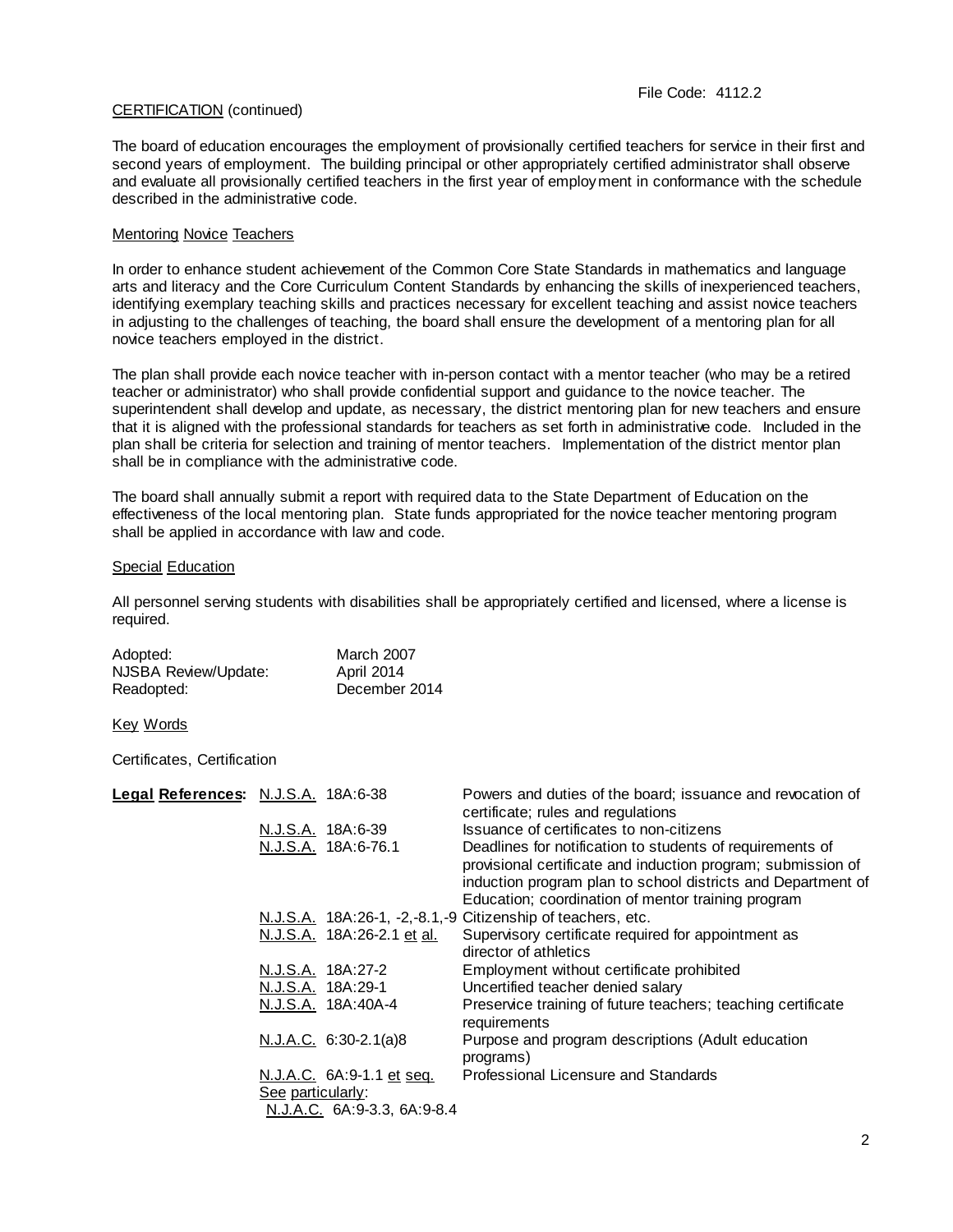File Code: 4112.2

CERTIFICATION (continued)

The board of education encourages the employment of provisionally certified teachers for service in their first and second years of employment. The building principal or other appropriately certified administrator shall observe and evaluate all provisionally certified teachers in the first year of employment in conformance with the schedule described in the administrative code.

Mentoring Novice Teachers

In order to enhance student achievement of the Common Core State Standards in mathematics and language arts and literacy and the Core Curriculum Content Standards by enhancing the skills of inexperienced teachers, identifying exemplary teaching skills and practices necessary for excellent teaching and assist novice teachers in adjusting to the challenges of teaching, the board shall ensure the development of a mentoring plan for all novice teachers employed in the district.

The plan shall provide each novice teacher with in-person contact with a mentor teacher (who may be a retired teacher or administrator) who shall provide confidential support and guidance to the novice teacher. The superintendent shall develop and update, as necessary, the district mentoring plan for new teachers and ensure that it is aligned with the professional standards for teachers as set forth in administrative code. Included in the plan shall be criteria for selection and training of mentor teachers. Implementation of the district mentor plan shall be in compliance with the administrative code.

The board shall annually submit a report with required data to the State Department of Education on the effectiveness of the local mentoring plan. State funds appropriated for the novice teacher mentoring program shall be applied in accordance with law and code.

Special Education

All personnel serving students with disabilities shall be appropriately certified and licensed, where a license is required.

| | |
|---|---|
| Adopted: | March 2007 |
| NJSBA Review/Update: | April 2014 |
| Readopted: | December 2014 |

Key Words

Certificates, Certification

| **Legal References:** | | |
|---|---|---|
| | N.J.S.A. 18A:6-38 | Powers and duties of the board; issuance and revocation of certificate; rules and regulations |
| | N.J.S.A. 18A:6-39 | Issuance of certificates to non-citizens |
| | N.J.S.A. 18A:6-76.1 | Deadlines for notification to students of requirements of provisional certificate and induction program; submission of induction program plan to school districts and Department of Education; coordination of mentor training program |
| | N.J.S.A. 18A:26-1, -2,-8.1,-9 | Citizenship of teachers, etc. |
| | N.J.S.A. 18A:26-2.1 et al. | Supervisory certificate required for appointment as director of athletics |
| | N.J.S.A. 18A:27-2 | Employment without certificate prohibited |
| | N.J.S.A. 18A:29-1 | Uncertified teacher denied salary |
| | N.J.S.A. 18A:40A-4 | Preservice training of future teachers; teaching certificate requirements |
| | N.J.A.C. 6:30-2.1(a)8 | Purpose and program descriptions (Adult education programs) |
| | N.J.A.C. 6A:9-1.1 et seq. | Professional Licensure and Standards |
| | See particularly: N.J.A.C. 6A:9-3.3, 6A:9-8.4 | |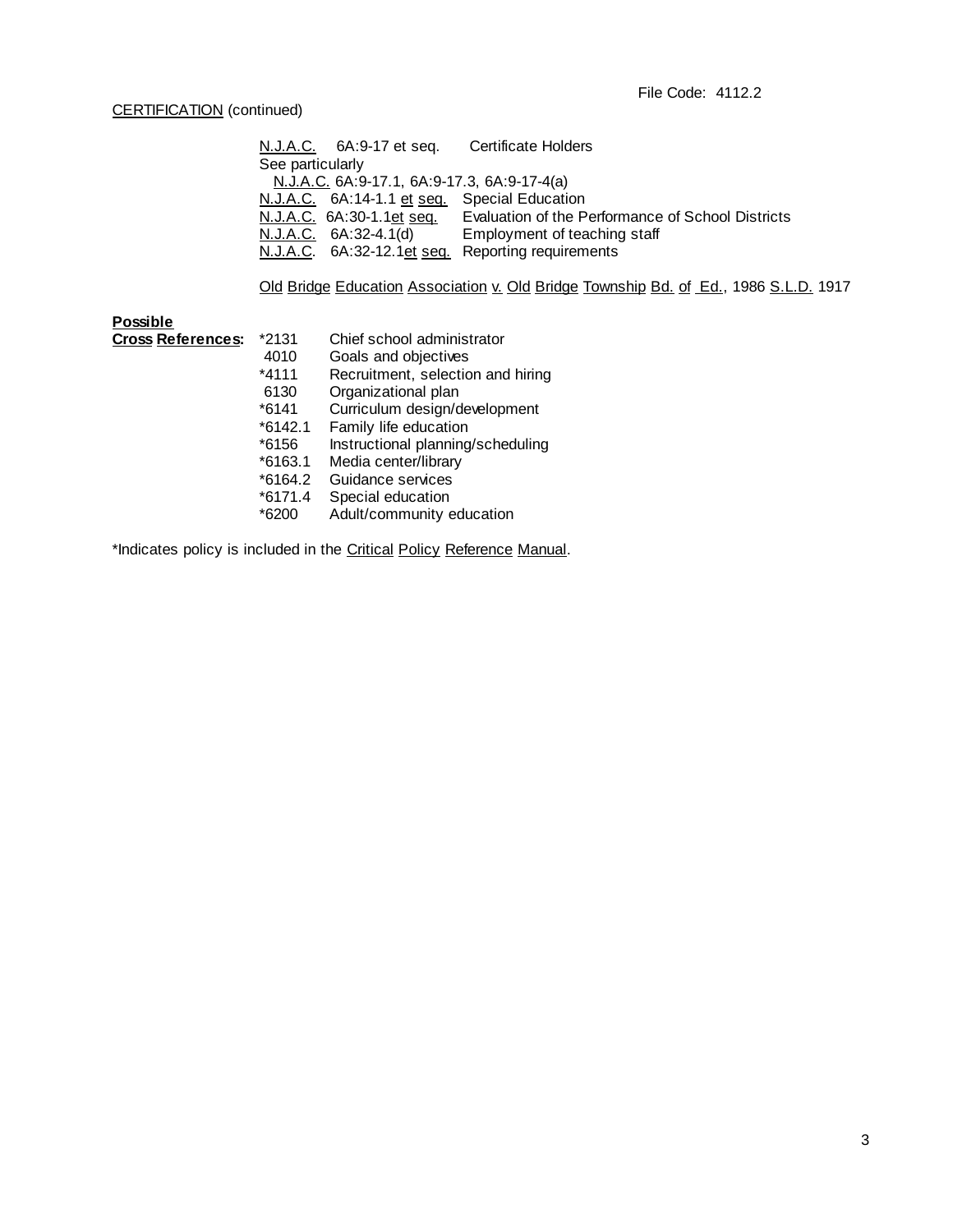File Code: 4112.2

CERTIFICATION (continued)

N.J.A.C. 6A:9-17 et seq. Certificate Holders
See particularly
N.J.A.C. 6A:9-17.1, 6A:9-17.3, 6A:9-17-4(a)
N.J.A.C. 6A:14-1.1 et seq. Special Education
N.J.A.C. 6A:30-1.1et seq. Evaluation of the Performance of School Districts
N.J.A.C. 6A:32-4.1(d) Employment of teaching staff
N.J.A.C. 6A:32-12.1et seq. Reporting requirements

Old Bridge Education Association v. Old Bridge Township Bd. of Ed., 1986 S.L.D. 1917

**Possible Cross References:**

| | |
|---|---|
| *2131 | Chief school administrator |
| 4010 | Goals and objectives |
| *4111 | Recruitment, selection and hiring |
| 6130 | Organizational plan |
| *6141 | Curriculum design/development |
| *6142.1 | Family life education |
| *6156 | Instructional planning/scheduling |
| *6163.1 | Media center/library |
| *6164.2 | Guidance services |
| *6171.4 | Special education |
| *6200 | Adult/community education |

*Indicates policy is included in the Critical Policy Reference Manual.